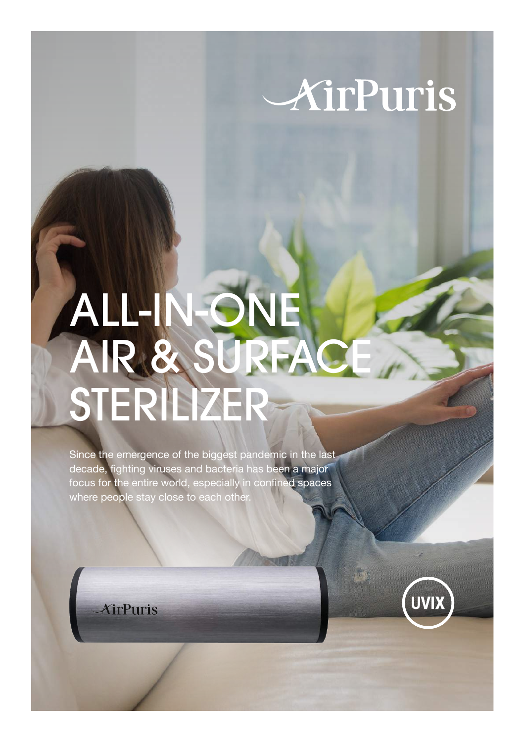AirPuris

# ALL-IN-ONE AIR & SURFACE STERILIZER

Since the emergence of the biggest pandemic in the last decade, fighting viruses and bacteria has been a major focus for the entire world, especially in confined spaces where people stay close to each other.

UVIX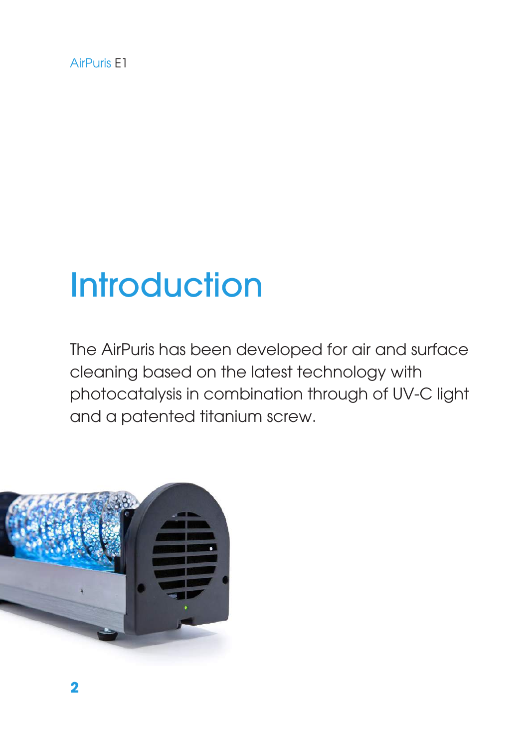# Introduction

The AirPuris has been developed for air and surface cleaning based on the latest technology with photocatalysis in combination through of UV-C light and a patented titanium screw.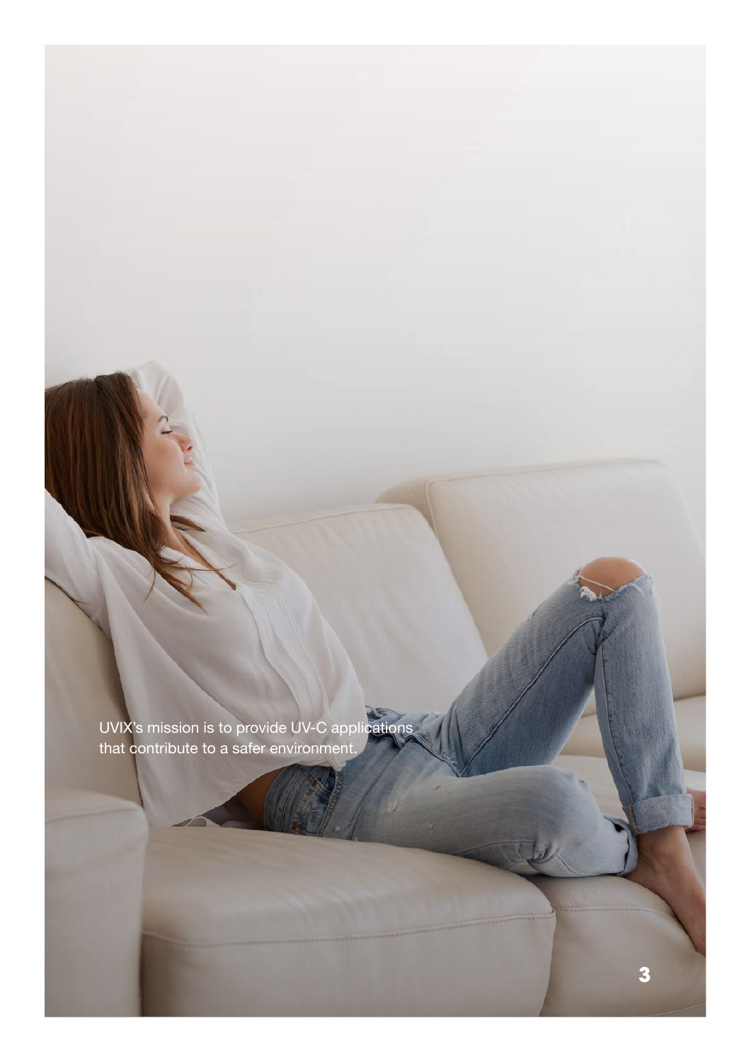UVIX's mission is to provide UV-C applications that contribute to a safer environment.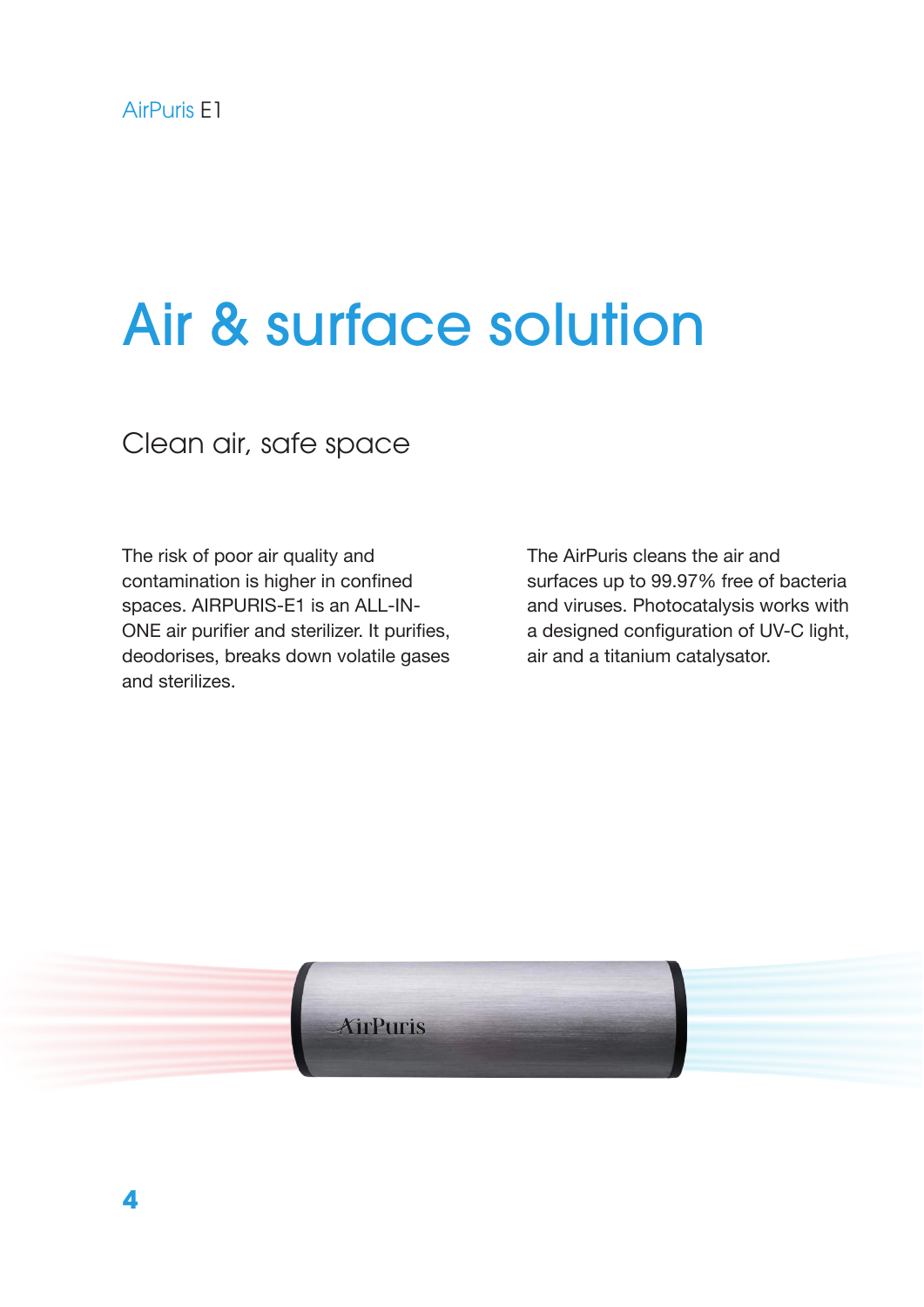# Air & surface solution

## Clean air, safe space

The risk of poor air quality and contamination is higher in confined spaces. AIRPURIS-E1 is an ALL-IN-ONE air purifier and sterilizer. It purifies, deodorises, breaks down volatile gases and sterilizes.

The AirPuris cleans the air and surfaces up to 99.97% free of bacteria and viruses. Photocatalysis works with a designed configuration of UV-C light, air and a titanium catalysator.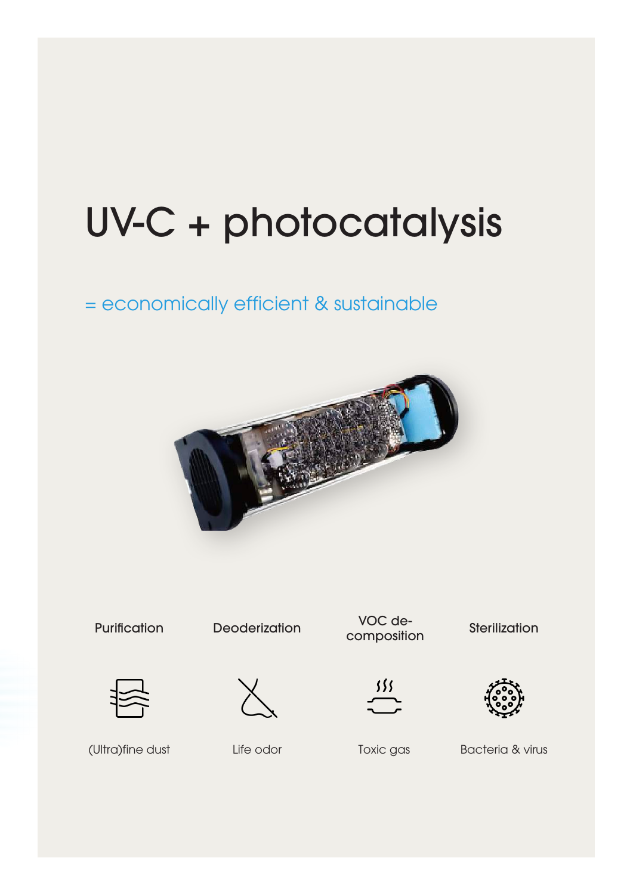# UV-C + photocatalysis

= economically efficient & sustainable

| Purification | Deodorization | VOC de-composition | Sterilization |
| --- | --- | --- | --- |
| (Ultra)fine dust | Life odor | Toxic gas | Bacteria & virus |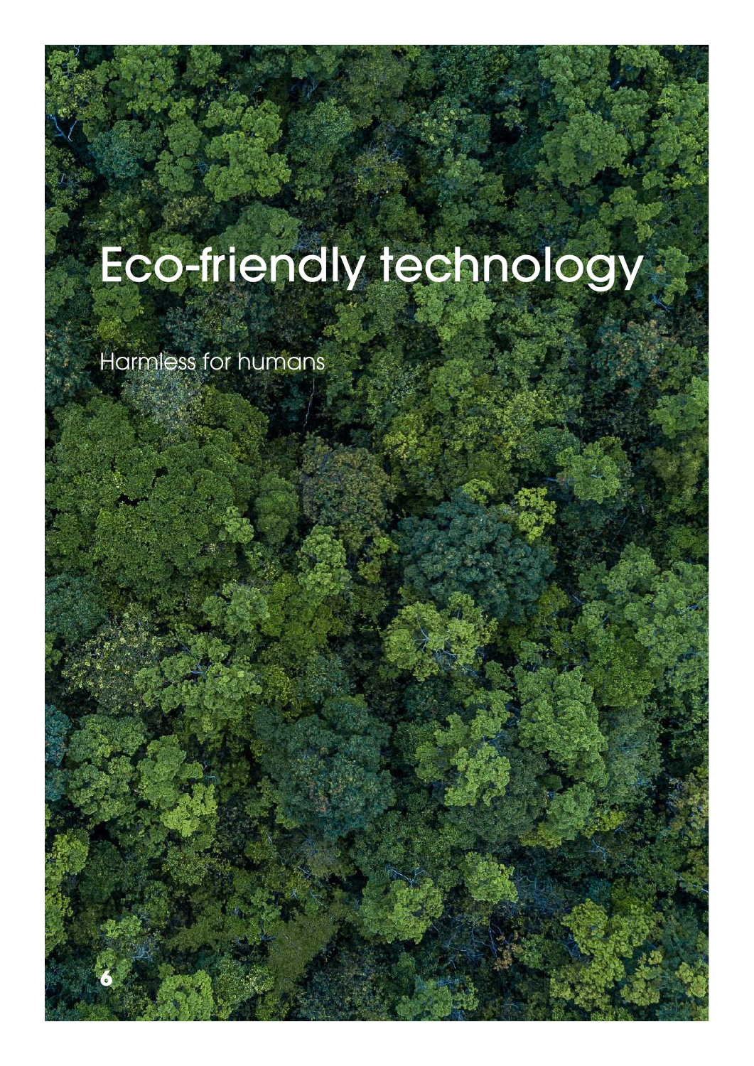# Eco-friendly technology

Harmless for humans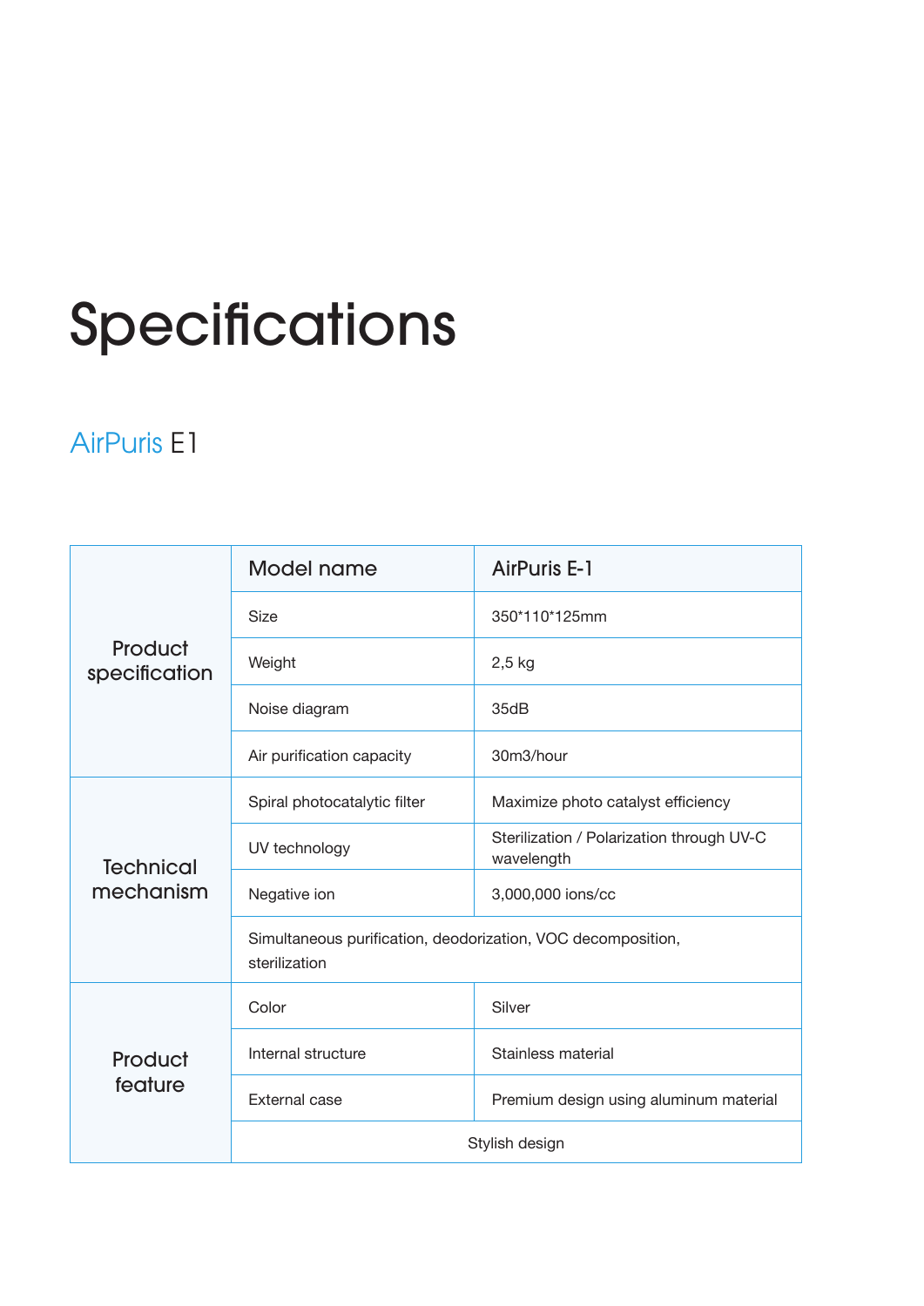# Specifications

## AirPuris E1

| | Model name | AirPuris E-1 |
|---|---|---|
| Product specification | Size | 350*110*125mm |
| | Weight | 2,5 kg |
| | Noise diagram | 35dB |
| | Air purification capacity | 30m3/hour |
| Technical mechanism | Spiral photocatalytic filter | Maximize photo catalyst efficiency |
| | UV technology | Sterilization / Polarization through UV-C wavelength |
| | Negative ion | 3,000,000 ions/cc |
| | Simultaneous purification, deodorization, VOC decomposition, sterilization | |
| Product feature | Color | Silver |
| | Internal structure | Stainless material |
| | External case | Premium design using aluminum material |
| | Stylish design | |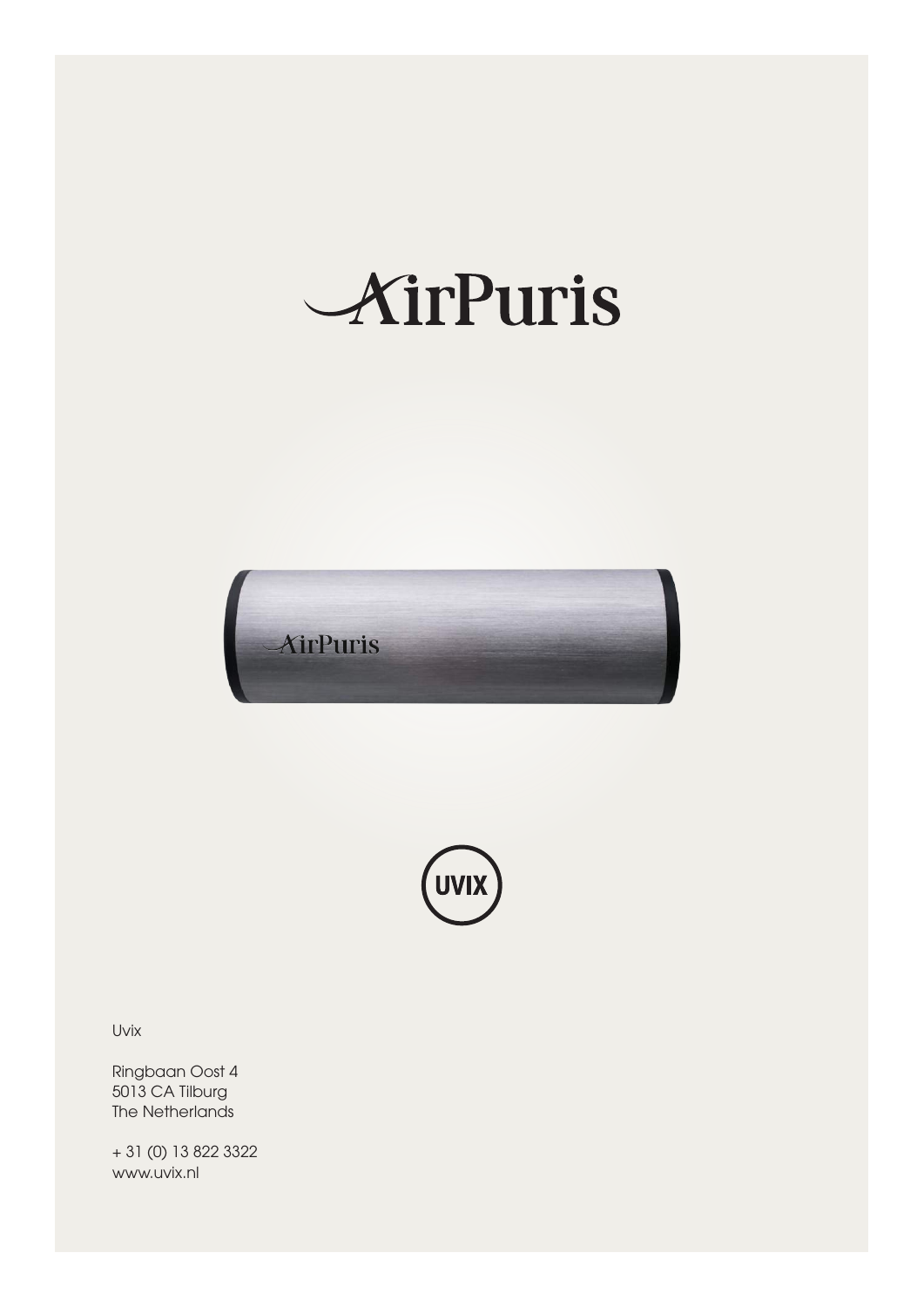# AirPuris

UVIX

Uvix

Ringbaan Oost 4
5013 CA Tilburg
The Netherlands

+ 31 (0) 13 822 3322
www.uvix.nl